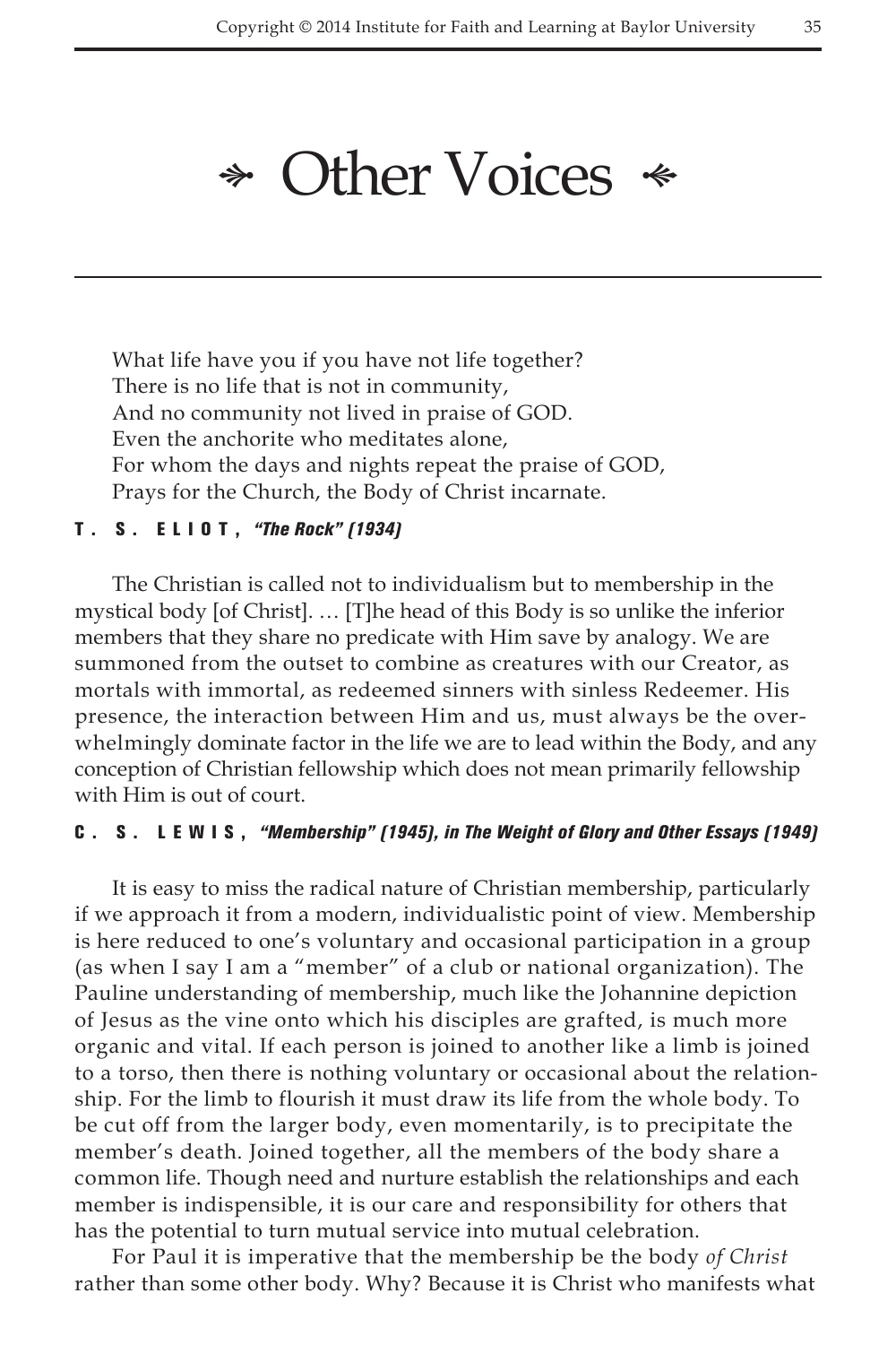# Other Voices

What life have you if you have not life together?
There is no life that is not in community,
And no community not lived in praise of GOD.
Even the anchorite who meditates alone,
For whom the days and nights repeat the praise of GOD,
Prays for the Church, the Body of Christ incarnate.

**T. S. ELIOT,** ***"The Rock" (1934)***

The Christian is called not to individualism but to membership in the mystical body [of Christ]. … [T]he head of this Body is so unlike the inferior members that they share no predicate with Him save by analogy. We are summoned from the outset to combine as creatures with our Creator, as mortals with immortal, as redeemed sinners with sinless Redeemer. His presence, the interaction between Him and us, must always be the overwhelmingly dominate factor in the life we are to lead within the Body, and any conception of Christian fellowship which does not mean primarily fellowship with Him is out of court.

**C. S. LEWIS,** ***"Membership" (1945), in The Weight of Glory and Other Essays (1949)***

It is easy to miss the radical nature of Christian membership, particularly if we approach it from a modern, individualistic point of view. Membership is here reduced to one's voluntary and occasional participation in a group (as when I say I am a "member" of a club or national organization). The Pauline understanding of membership, much like the Johannine depiction of Jesus as the vine onto which his disciples are grafted, is much more organic and vital. If each person is joined to another like a limb is joined to a torso, then there is nothing voluntary or occasional about the relationship. For the limb to flourish it must draw its life from the whole body. To be cut off from the larger body, even momentarily, is to precipitate the member's death. Joined together, all the members of the body share a common life. Though need and nurture establish the relationships and each member is indispensible, it is our care and responsibility for others that has the potential to turn mutual service into mutual celebration.

For Paul it is imperative that the membership be the body *of Christ* rather than some other body. Why? Because it is Christ who manifests what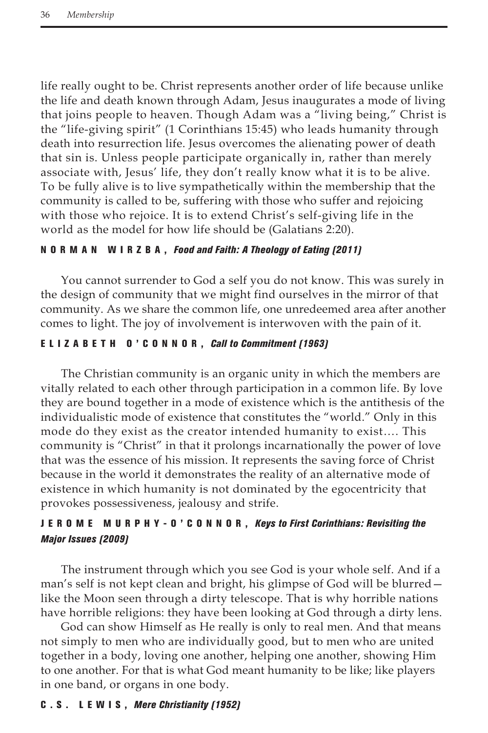life really ought to be. Christ represents another order of life because unlike the life and death known through Adam, Jesus inaugurates a mode of living that joins people to heaven. Though Adam was a "living being," Christ is the "life-giving spirit" (1 Corinthians 15:45) who leads humanity through death into resurrection life. Jesus overcomes the alienating power of death that sin is. Unless people participate organically in, rather than merely associate with, Jesus' life, they don't really know what it is to be alive. To be fully alive is to live sympathetically within the membership that the community is called to be, suffering with those who suffer and rejoicing with those who rejoice. It is to extend Christ's self-giving life in the world as the model for how life should be (Galatians 2:20).

**NORMAN WIRZBA,** ***Food and Faith: A Theology of Eating (2011)***

You cannot surrender to God a self you do not know. This was surely in the design of community that we might find ourselves in the mirror of that community. As we share the common life, one unredeemed area after another comes to light. The joy of involvement is interwoven with the pain of it.

**ELIZABETH O'CONNOR,** ***Call to Commitment (1963)***

The Christian community is an organic unity in which the members are vitally related to each other through participation in a common life. By love they are bound together in a mode of existence which is the antithesis of the individualistic mode of existence that constitutes the "world." Only in this mode do they exist as the creator intended humanity to exist.… This community is "Christ" in that it prolongs incarnationally the power of love that was the essence of his mission. It represents the saving force of Christ because in the world it demonstrates the reality of an alternative mode of existence in which humanity is not dominated by the egocentricity that provokes possessiveness, jealousy and strife.

**JEROME MURPHY-O'CONNOR,** ***Keys to First Corinthians: Revisiting the Major Issues (2009)***

The instrument through which you see God is your whole self. And if a man's self is not kept clean and bright, his glimpse of God will be blurred—like the Moon seen through a dirty telescope. That is why horrible nations have horrible religions: they have been looking at God through a dirty lens.

God can show Himself as He really is only to real men. And that means not simply to men who are individually good, but to men who are united together in a body, loving one another, helping one another, showing Him to one another. For that is what God meant humanity to be like; like players in one band, or organs in one body.

**C.S. LEWIS,** ***Mere Christianity (1952)***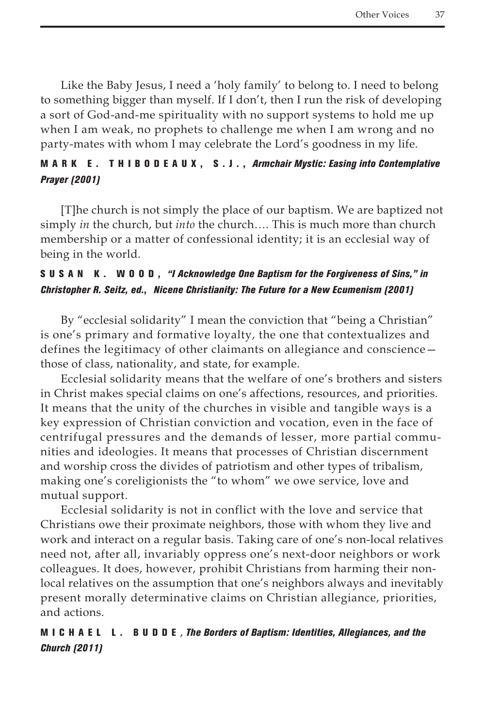Like the Baby Jesus, I need a 'holy family' to belong to. I need to belong to something bigger than myself. If I don't, then I run the risk of developing a sort of God-and-me spirituality with no support systems to hold me up when I am weak, no prophets to challenge me when I am wrong and no party-mates with whom I may celebrate the Lord's goodness in my life.

**MARK E. THIBODEAUX, S.J.,** ***Armchair Mystic: Easing into Contemplative Prayer (2001)***

[T]he church is not simply the place of our baptism. We are baptized not simply *in* the church, but *into* the church…. This is much more than church membership or a matter of confessional identity; it is an ecclesial way of being in the world.

**SUSAN K. WOOD,** ***"I Acknowledge One Baptism for the Forgiveness of Sins," in Christopher R. Seitz, ed.,*** ***Nicene Christianity: The Future for a New Ecumenism (2001)***

By "ecclesial solidarity" I mean the conviction that "being a Christian" is one's primary and formative loyalty, the one that contextualizes and defines the legitimacy of other claimants on allegiance and conscience—those of class, nationality, and state, for example.

Ecclesial solidarity means that the welfare of one's brothers and sisters in Christ makes special claims on one's affections, resources, and priorities. It means that the unity of the churches in visible and tangible ways is a key expression of Christian conviction and vocation, even in the face of centrifugal pressures and the demands of lesser, more partial communities and ideologies. It means that processes of Christian discernment and worship cross the divides of patriotism and other types of tribalism, making one's coreligionists the "to whom" we owe service, love and mutual support.

Ecclesial solidarity is not in conflict with the love and service that Christians owe their proximate neighbors, those with whom they live and work and interact on a regular basis. Taking care of one's non-local relatives need not, after all, invariably oppress one's next-door neighbors or work colleagues. It does, however, prohibit Christians from harming their non-local relatives on the assumption that one's neighbors always and inevitably present morally determinative claims on Christian allegiance, priorities, and actions.

**MICHAEL L. BUDDE**, ***The Borders of Baptism: Identities, Allegiances, and the Church (2011)***